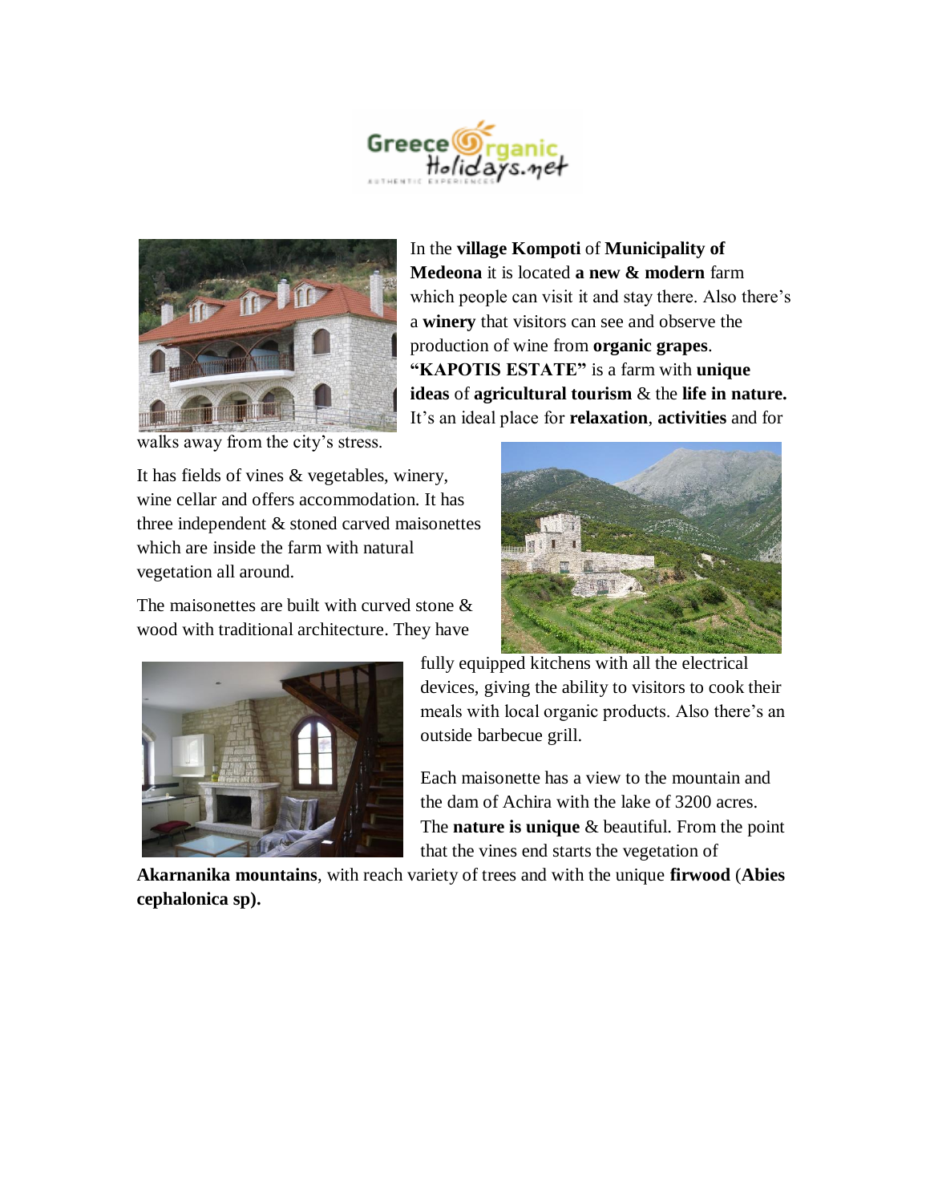In the **village Kompoti** of **Municipality of Medeona** it is located **a new & modern** farm which people can visit it and stay there. Also there's a **winery** that visitors can see and observe the production of wine from **organic grapes**. **"KAPOTIS ESTATE"** is a farm with **unique ideas** of **agricultural tourism** & the **life in nature.** It's an ideal place for **relaxation**, **activities** and for walks away from the city's stress.

It has fields of vines & vegetables, winery, wine cellar and offers accommodation. It has three independent & stoned carved maisonettes which are inside the farm with natural vegetation all around.

The maisonettes are built with curved stone & wood with traditional architecture. They have fully equipped kitchens with all the electrical devices, giving the ability to visitors to cook their meals with local organic products. Also there's an outside barbecue grill.

Each maisonette has a view to the mountain and the dam of Achira with the lake of 3200 acres. The **nature is unique** & beautiful. From the point that the vines end starts the vegetation of **Akarnanika mountains**, with reach variety of trees and with the unique **firwood** (**Abies cephalonica sp).**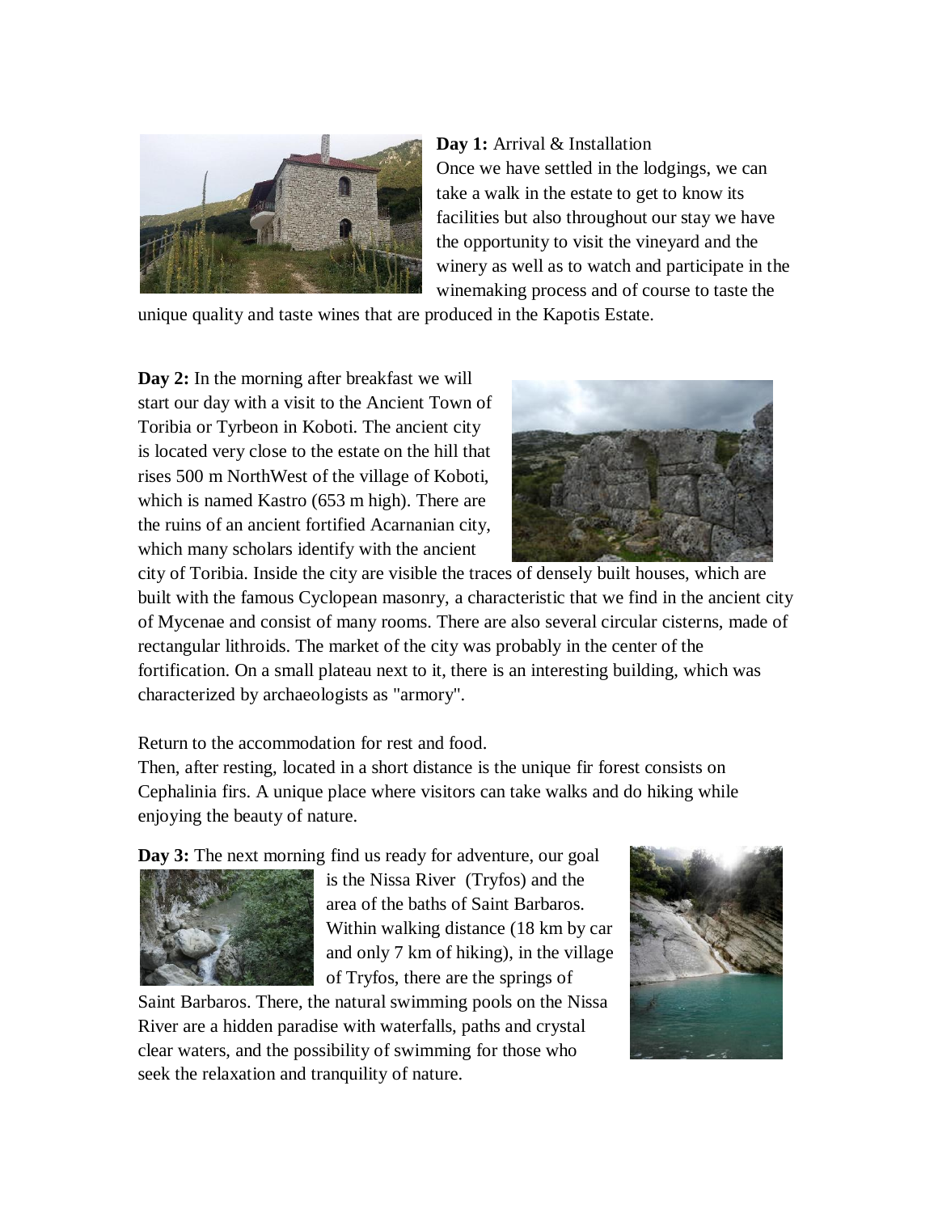**Day 1:** Arrival & Installation

Once we have settled in the lodgings, we can take a walk in the estate to get to know its facilities but also throughout our stay we have the opportunity to visit the vineyard and the winery as well as to watch and participate in the winemaking process and of course to taste the unique quality and taste wines that are produced in the Kapotis Estate.

**Day 2:** In the morning after breakfast we will start our day with a visit to the Ancient Town of Toribia or Tyrbeon in Koboti. The ancient city is located very close to the estate on the hill that rises 500 m NorthWest of the village of Koboti, which is named Kastro (653 m high). There are the ruins of an ancient fortified Acarnanian city, which many scholars identify with the ancient city of Toribia. Inside the city are visible the traces of densely built houses, which are built with the famous Cyclopean masonry, a characteristic that we find in the ancient city of Mycenae and consist of many rooms. There are also several circular cisterns, made of rectangular lithroids. The market of the city was probably in the center of the fortification. On a small plateau next to it, there is an interesting building, which was characterized by archaeologists as "armory".

Return to the accommodation for rest and food.

Then, after resting, located in a short distance is the unique fir forest consists on Cephalinia firs. A unique place where visitors can take walks and do hiking while enjoying the beauty of nature.

**Day 3:** The next morning find us ready for adventure, our goal is the Nissa River (Tryfos) and the area of the baths of Saint Barbaros. Within walking distance (18 km by car and only 7 km of hiking), in the village of Tryfos, there are the springs of Saint Barbaros. There, the natural swimming pools on the Nissa River are a hidden paradise with waterfalls, paths and crystal clear waters, and the possibility of swimming for those who seek the relaxation and tranquility of nature.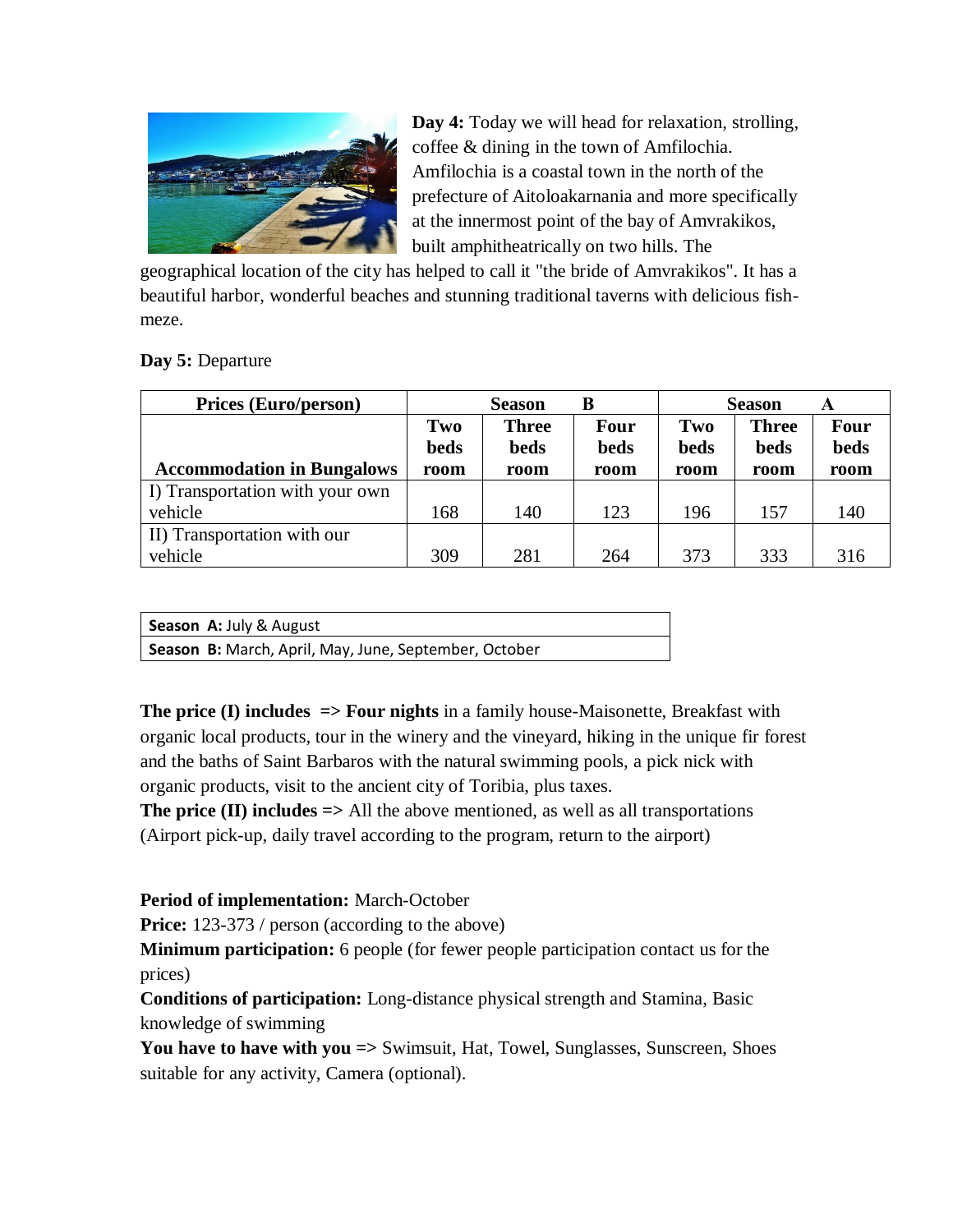**Day 4:** Today we will head for relaxation, strolling, coffee & dining in the town of Amfilochia. Amfilochia is a coastal town in the north of the prefecture of Aitoloakarnania and more specifically at the innermost point of the bay of Amvrakikos, built amphitheatrically on two hills. The geographical location of the city has helped to call it "the bride of Amvrakikos". It has a beautiful harbor, wonderful beaches and stunning traditional taverns with delicious fish-meze.

**Day 5:** Departure

| Prices (Euro/person) | Season B | | | Season A | | |
|---|---|---|---|---|---|---|
| **Accommodation in Bungalows** | **Two beds room** | **Three beds room** | **Four beds room** | **Two beds room** | **Three beds room** | **Four beds room** |
| I) Transportation with your own vehicle | 168 | 140 | 123 | 196 | 157 | 140 |
| II) Transportation with our vehicle | 309 | 281 | 264 | 373 | 333 | 316 |

| | |
|---|---|
| **Season A:** July & August | |
| **Season B:** March, April, May, June, September, October | |

**The price (I) includes => Four nights** in a family house-Maisonette, Breakfast with organic local products, tour in the winery and the vineyard, hiking in the unique fir forest and the baths of Saint Barbaros with the natural swimming pools, a pick nick with organic products, visit to the ancient city of Toribia, plus taxes.

**The price (II) includes =>** All the above mentioned, as well as all transportations (Airport pick-up, daily travel according to the program, return to the airport)

**Period of implementation:** March-October

**Price:** 123-373 / person (according to the above)

**Minimum participation:** 6 people (for fewer people participation contact us for the prices)

**Conditions of participation:** Long-distance physical strength and Stamina, Basic knowledge of swimming

**You have to have with you =>** Swimsuit, Hat, Towel, Sunglasses, Sunscreen, Shoes suitable for any activity, Camera (optional).